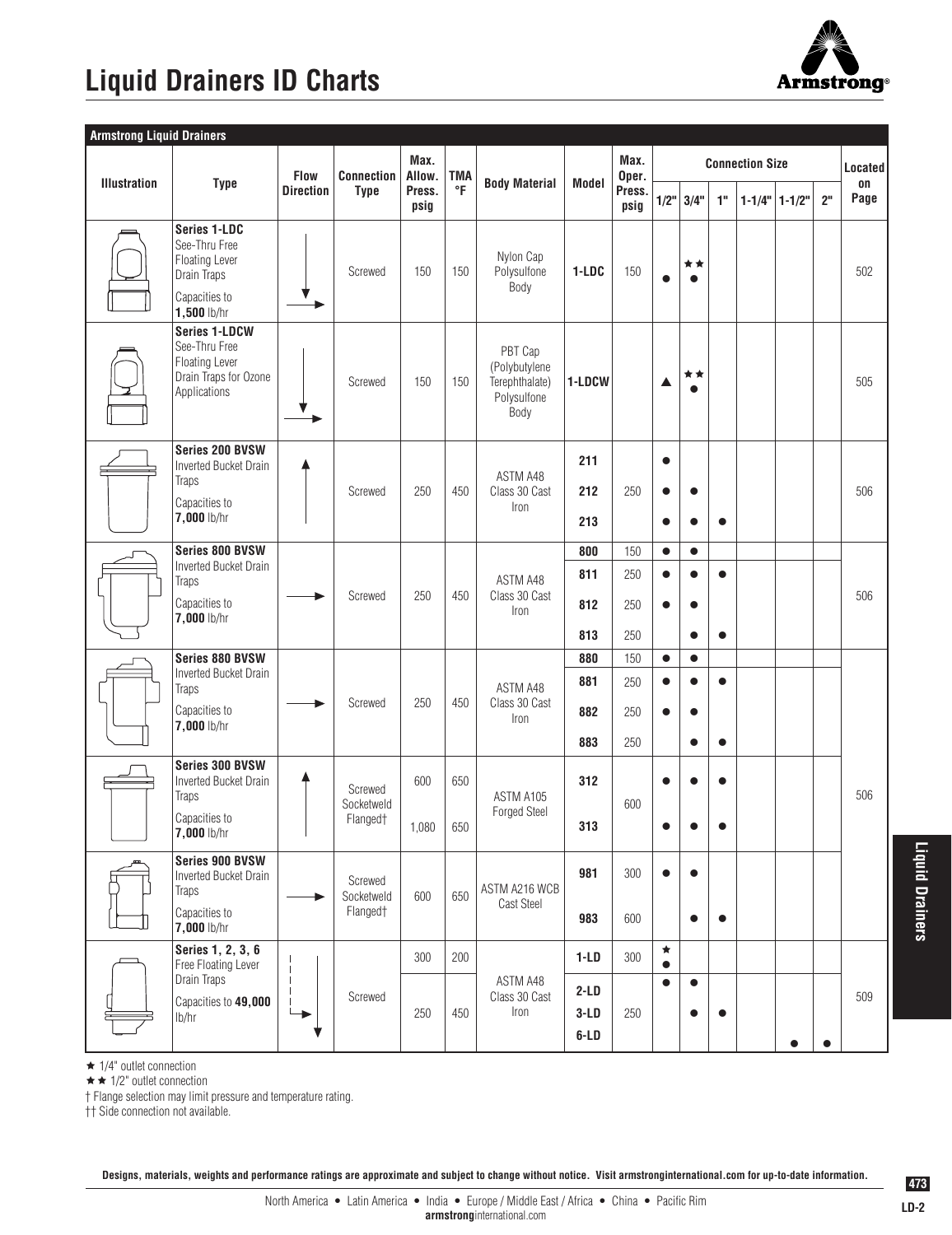# Liquid Drainers ID Charts

**Armstrong Liquid Drainers**

| Illustration | Type | Flow Direction | Connection Type | Max. Allow. Press. psig | TMA °F | Body Material | Model | Max. Oper. Press. psig | 1/2" | 3/4" | 1" | 1-1/4" | 1-1/2" | 2" | Located on Page |
|---|---|---|---|---|---|---|---|---|---|---|---|---|---|---|---|
| | **Series 1-LDC** See-Thru Free Floating Lever Drain Traps Capacities to **1,500** lb/hr | | Screwed | 150 | 150 | Nylon Cap Polysulfone Body | **1-LDC** | 150 | ● | ★★ ● | | | | | 502 |
| | **Series 1-LDCW** See-Thru Free Floating Lever Drain Traps for Ozone Applications | | Screwed | 150 | 150 | PBT Cap (Polybutylene Terephthalate) Polysulfone Body | **1-LDCW** | | ▲ | ★★ ● | | | | | 505 |
| | **Series 200 BVSW** Inverted Bucket Drain Traps Capacities to **7,000** lb/hr | | Screwed | 250 | 450 | ASTM A48 Class 30 Cast Iron | **211** | 250 | ● | | | | | | 506 |
| | | | | | | | **212** | | ● | ● | | | | | |
| | | | | | | | **213** | | ● | ● | ● | | | | |
| | **Series 800 BVSW** Inverted Bucket Drain Traps Capacities to **7,000** lb/hr | | Screwed | 250 | 450 | ASTM A48 Class 30 Cast Iron | **800** | 150 | ● | ● | | | | | 506 |
| | | | | | | | **811** | 250 | ● | ● | ● | | | | |
| | | | | | | | **812** | 250 | ● | ● | | | | | |
| | | | | | | | **813** | 250 | | ● | ● | | | | |
| | **Series 880 BVSW** Inverted Bucket Drain Traps Capacities to **7,000** lb/hr | | Screwed | 250 | 450 | ASTM A48 Class 30 Cast Iron | **880** | 150 | ● | ● | | | | | 506 |
| | | | | | | | **881** | 250 | ● | ● | ● | | | | |
| | | | | | | | **882** | 250 | ● | ● | | | | | |
| | | | | | | | **883** | 250 | | ● | ● | | | | |
| | **Series 300 BVSW** Inverted Bucket Drain Traps Capacities to **7,000** lb/hr | | Screwed Socketweld Flanged† | 600 | 650 | ASTM A105 Forged Steel | **312** | 600 | ● | ● | ● | | | | |
| | | | | 1,080 | 650 | | **313** | | ● | ● | ● | | | | |
| | **Series 900 BVSW** Inverted Bucket Drain Traps Capacities to **7,000** lb/hr | | Screwed Socketweld Flanged† | 600 | 650 | ASTM A216 WCB Cast Steel | **981** | 300 | ● | ● | | | | | |
| | | | | | | | **983** | 600 | | ● | ● | | | | |
| | **Series 1, 2, 3, 6** Free Floating Lever Drain Traps Capacities to **49,000** lb/hr | | Screwed | 300 | 200 | ASTM A48 Class 30 Cast Iron | **1-LD** | 300 | ★ ● | | | | | | 509 |
| | | | | 250 | 450 | | **2-LD** | 250 | ● | ● | | | | | |
| | | | | | | | **3-LD** | | | ● | ● | | | | |
| | | | | | | | **6-LD** | | | | | | ● | ● | |

★ 1/4" outlet connection

★★ 1/2" outlet connection

† Flange selection may limit pressure and temperature rating.

†† Side connection not available.

**Designs, materials, weights and performance ratings are approximate and subject to change without notice. Visit armstronginternational.com for up-to-date information.**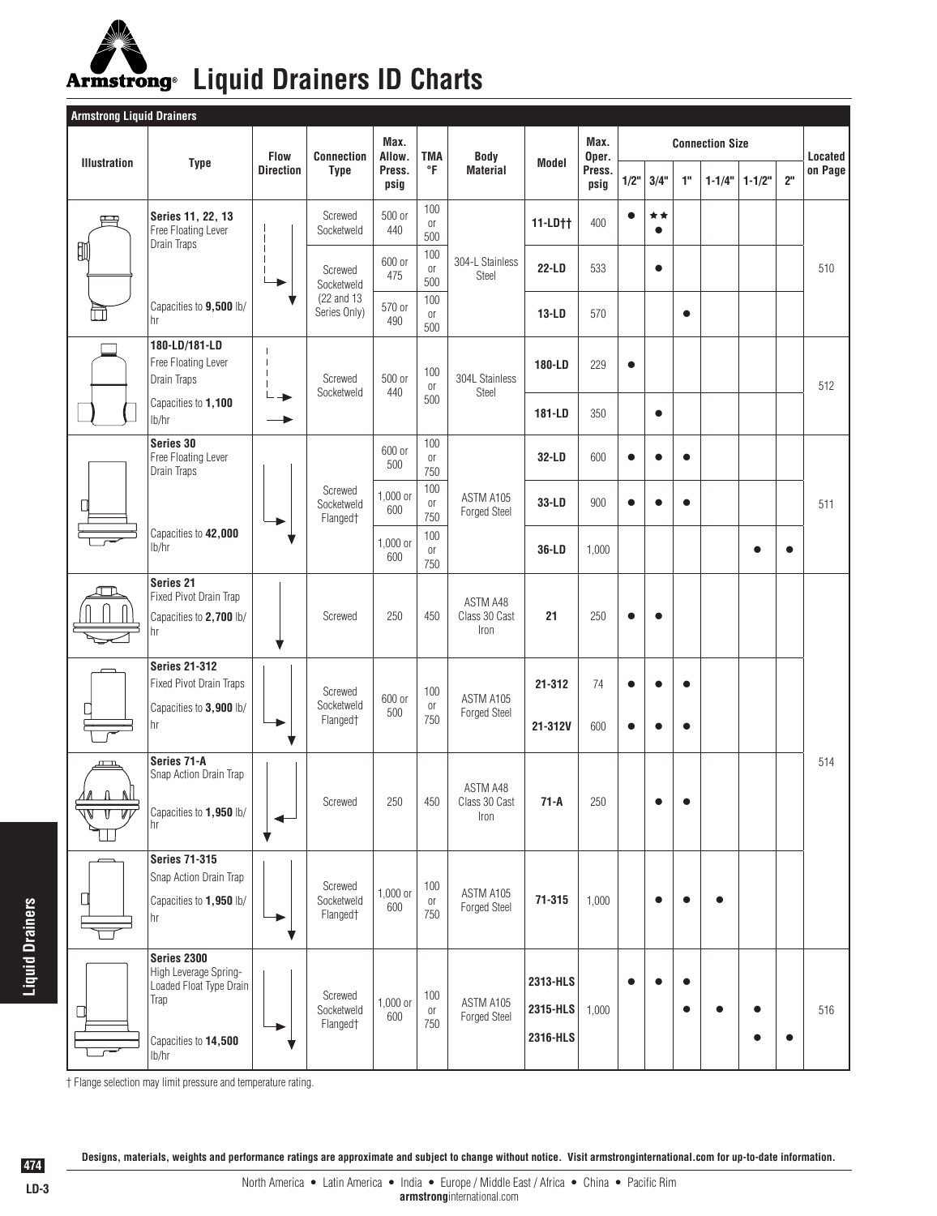# Liquid Drainers ID Charts

| Armstrong Liquid Drainers | | | | | | | | | | | | | | | | |
|---|---|---|---|---|---|---|---|---|---|---|---|---|---|---|---|---|
| Illustration | Type | Flow Direction | Connection Type | Max. Allow. Press. psig | TMA °F | Body Material | Model | Max. Oper. Press. psig | Connection Size | | | | | | Located on Page |
| | | | | | | | | | 1/2" | 3/4" | 1" | 1-1/4" | 1-1/2" | 2" | |
| | **Series 11, 22, 13** Free Floating Lever Drain Traps Capacities to **9,500** lb/hr | | Screwed Socketweld | 500 or 440 | 100 or 500 | 304-L Stainless Steel | **11-LD††** | 400 | ● | ★★ ● | | | | | 510 |
| | | | Screwed Socketweld (22 and 13 Series Only) | 600 or 475 | 100 or 500 | | **22-LD** | 533 | | ● | | | | | |
| | | | | 570 or 490 | 100 or 500 | | **13-LD** | 570 | | | ● | | | | |
| | **180-LD/181-LD** Free Floating Lever Drain Traps Capacities to **1,100** lb/hr | | Screwed Socketweld | 500 or 440 | 100 or 500 | 304L Stainless Steel | **180-LD** | 229 | ● | | | | | | 512 |
| | | | | | | | **181-LD** | 350 | | ● | | | | | |
| | **Series 30** Free Floating Lever Drain Traps Capacities to **42,000** lb/hr | | Screwed Socketweld Flanged† | 600 or 500 | 100 or 750 | ASTM A105 Forged Steel | **32-LD** | 600 | ● | ● | ● | | | | 511 |
| | | | | 1,000 or 600 | 100 or 750 | | **33-LD** | 900 | ● | ● | ● | | | | |
| | | | | 1,000 or 600 | 100 or 750 | | **36-LD** | 1,000 | | | | | ● | ● | |
| | **Series 21** Fixed Pivot Drain Trap Capacities to **2,700** lb/hr | | Screwed | 250 | 450 | ASTM A48 Class 30 Cast Iron | **21** | 250 | ● | ● | | | | | 514 |
| | **Series 21-312** Fixed Pivot Drain Traps Capacities to **3,900** lb/hr | | Screwed Socketweld Flanged† | 600 or 500 | 100 or 750 | ASTM A105 Forged Steel | **21-312** | 74 | ● | ● | ● | | | | |
| | | | | | | | **21-312V** | 600 | ● | ● | ● | | | | |
| | **Series 71-A** Snap Action Drain Trap Capacities to **1,950** lb/hr | | Screwed | 250 | 450 | ASTM A48 Class 30 Cast Iron | **71-A** | 250 | | ● | ● | | | | |
| | **Series 71-315** Snap Action Drain Trap Capacities to **1,950** lb/hr | | Screwed Socketweld Flanged† | 1,000 or 600 | 100 or 750 | ASTM A105 Forged Steel | **71-315** | 1,000 | | ● | ● | ● | | | |
| | **Series 2300** High Leverage Spring-Loaded Float Type Drain Trap Capacities to **14,500** lb/hr | | Screwed Socketweld Flanged† | 1,000 or 600 | 100 or 750 | ASTM A105 Forged Steel | **2313-HLS** | 1,000 | ● | ● | ● | | | | 516 |
| | | | | | | | **2315-HLS** | | | | ● | ● | ● | | |
| | | | | | | | **2316-HLS** | | | | | | ● | ● | |

† Flange selection may limit pressure and temperature rating.

**Designs, materials, weights and performance ratings are approximate and subject to change without notice. Visit armstronginternational.com for up-to-date information.**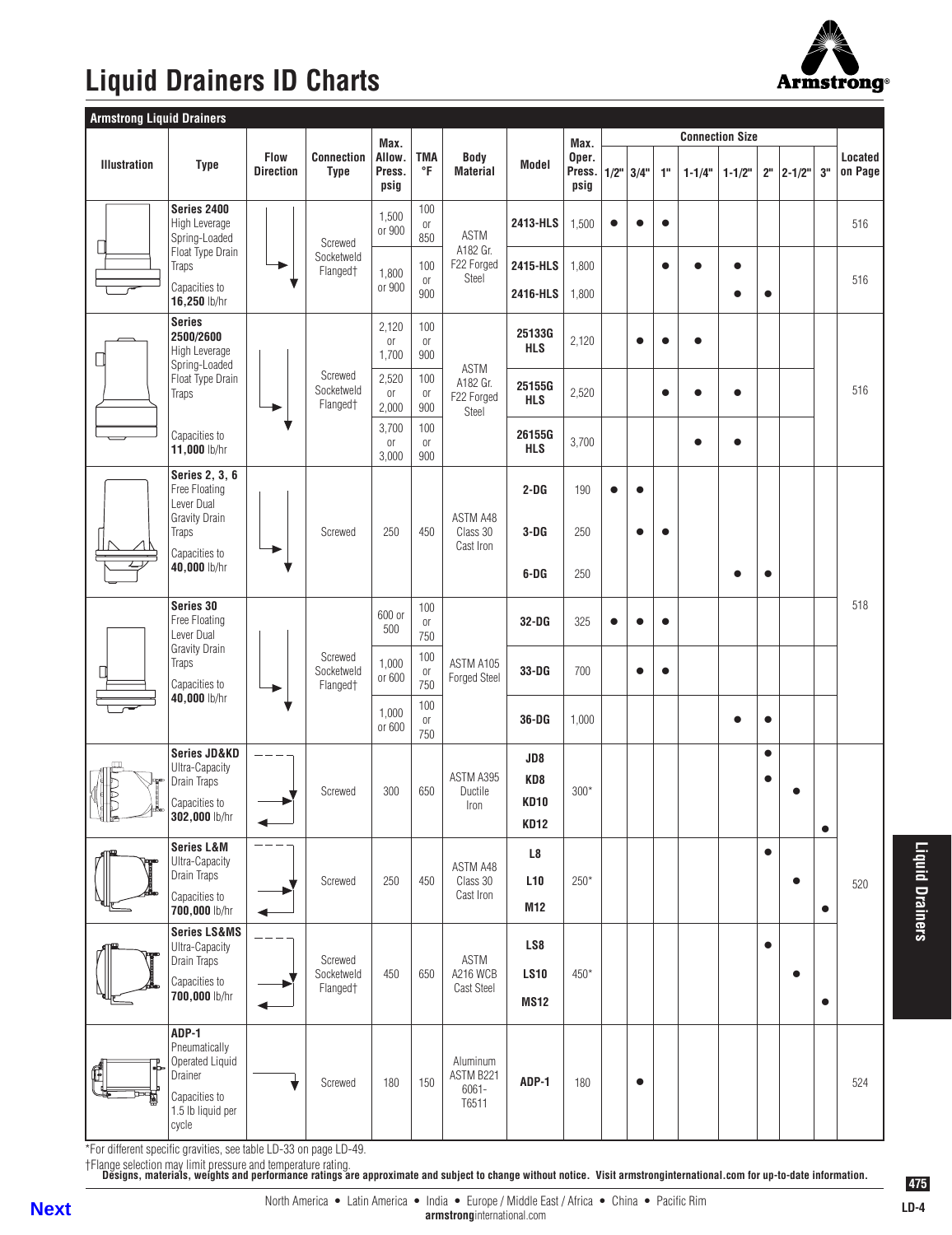# Liquid Drainers ID Charts

## Armstrong Liquid Drainers

| Illustration | Type | Flow Direction | Connection Type | Max. Allow. Press. psig | TMA °F | Body Material | Model | Max. Oper. Press. psig | 1/2" | 3/4" | 1" | 1-1/4" | 1-1/2" | 2" | 2-1/2" | 3" | Located on Page |
|---|---|---|---|---|---|---|---|---|---|---|---|---|---|---|---|---|---|
| | **Series 2400** High Leverage Spring-Loaded Float Type Drain Traps Capacities to **16,250** lb/hr | | Screwed Socketweld Flanged† | 1,500 or 900 | 100 or 850 | ASTM A182 Gr. F22 Forged Steel | **2413-HLS** | 1,500 | ● | ● | ● | | | | | | 516 |
| | | | | 1,800 or 900 | 100 or 900 | | **2415-HLS** | 1,800 | | | ● | ● | ● | | | | 516 |
| | | | | | | | **2416-HLS** | 1,800 | | | | | ● | ● | | | |
| | **Series 2500/2600** High Leverage Spring-Loaded Float Type Drain Traps Capacities to **11,000** lb/hr | | Screwed Socketweld Flanged† | 2,120 or 1,700 | 100 or 900 | ASTM A182 Gr. F22 Forged Steel | **25133G HLS** | 2,120 | | ● | ● | ● | | | | | 516 |
| | | | | 2,520 or 2,000 | 100 or 900 | | **25155G HLS** | 2,520 | | | ● | ● | ● | | | | |
| | | | | 3,700 or 3,000 | 100 or 900 | | **26155G HLS** | 3,700 | | | | ● | ● | | | | |
| | **Series 2, 3, 6** Free Floating Lever Dual Gravity Drain Traps Capacities to **40,000** lb/hr | | Screwed | 250 | 450 | ASTM A48 Class 30 Cast Iron | **2-DG** | 190 | ● | ● | | | | | | | 518 |
| | | | | | | | **3-DG** | 250 | | ● | ● | | | | | | |
| | | | | | | | **6-DG** | 250 | | | | | ● | ● | | | |
| | **Series 30** Free Floating Lever Dual Gravity Drain Traps Capacities to **40,000** lb/hr | | Screwed Socketweld Flanged† | 600 or 500 | 100 or 750 | ASTM A105 Forged Steel | **32-DG** | 325 | ● | ● | ● | | | | | | |
| | | | | 1,000 or 600 | 100 or 750 | | **33-DG** | 700 | | ● | ● | | | | | | |
| | | | | 1,000 or 600 | 100 or 750 | | **36-DG** | 1,000 | | | | | ● | ● | | | |
| | **Series JD&KD** Ultra-Capacity Drain Traps Capacities to **302,000** lb/hr | | Screwed | 300 | 650 | ASTM A395 Ductile Iron | **JD8** | 300* | | | | | | ● | | | 520 |
| | | | | | | | **KD8** | | | | | | | ● | | | |
| | | | | | | | **KD10** | | | | | | | | ● | | |
| | | | | | | | **KD12** | | | | | | | | | ● | |
| | **Series L&M** Ultra-Capacity Drain Traps Capacities to **700,000** lb/hr | | Screwed | 250 | 450 | ASTM A48 Class 30 Cast Iron | **L8** | 250* | | | | | | ● | | | 520 |
| | | | | | | | **L10** | | | | | | | | ● | | |
| | | | | | | | **M12** | | | | | | | | | ● | |
| | **Series LS&MS** Ultra-Capacity Drain Traps Capacities to **700,000** lb/hr | | Screwed Socketweld Flanged† | 450 | 650 | ASTM A216 WCB Cast Steel | **LS8** | 450* | | | | | | ● | | | 520 |
| | | | | | | | **LS10** | | | | | | | | ● | | |
| | | | | | | | **MS12** | | | | | | | | | ● | |
| | **ADP-1** Pneumatically Operated Liquid Drainer Capacities to 1.5 lb liquid per cycle | | Screwed | 180 | 150 | Aluminum ASTM B221 6061-T6511 | **ADP-1** | 180 | | ● | | | | | | | 524 |

*For different specific gravities, see table LD-33 on page LD-49.

†Flange selection may limit pressure and temperature rating.

**Designs, materials, weights and performance ratings are approximate and subject to change without notice. Visit armstronginternational.com for up-to-date information.**